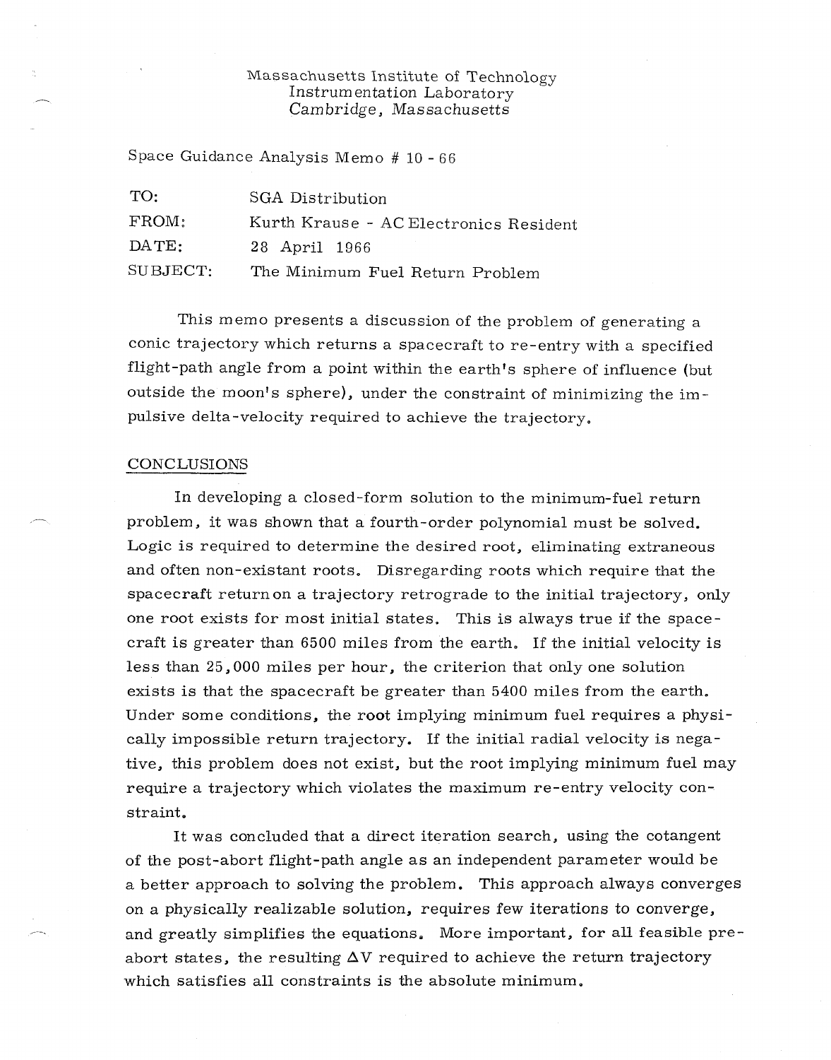Massachusetts Institute of Technology
Instrumentation Laboratory
Cambridge, Massachusetts

Space Guidance Analysis Memo # 10 - 66

| | |
|---|---|
| TO: | SGA Distribution |
| FROM: | Kurth Krause - AC Electronics Resident |
| DATE: | 28 April 1966 |
| SUBJECT: | The Minimum Fuel Return Problem |

This memo presents a discussion of the problem of generating a conic trajectory which returns a spacecraft to re-entry with a specified flight-path angle from a point within the earth's sphere of influence (but outside the moon's sphere), under the constraint of minimizing the impulsive delta-velocity required to achieve the trajectory.

## CONCLUSIONS

In developing a closed-form solution to the minimum-fuel return problem, it was shown that a fourth-order polynomial must be solved. Logic is required to determine the desired root, eliminating extraneous and often non-existant roots. Disregarding roots which require that the spacecraft return on a trajectory retrograde to the initial trajectory, only one root exists for most initial states. This is always true if the spacecraft is greater than 6500 miles from the earth. If the initial velocity is less than 25,000 miles per hour, the criterion that only one solution exists is that the spacecraft be greater than 5400 miles from the earth. Under some conditions, the root implying minimum fuel requires a physically impossible return trajectory. If the initial radial velocity is negative, this problem does not exist, but the root implying minimum fuel may require a trajectory which violates the maximum re-entry velocity constraint.

It was concluded that a direct iteration search, using the cotangent of the post-abort flight-path angle as an independent parameter would be a better approach to solving the problem. This approach always converges on a physically realizable solution, requires few iterations to converge, and greatly simplifies the equations. More important, for all feasible pre-abort states, the resulting $\Delta V$ required to achieve the return trajectory which satisfies all constraints is the absolute minimum.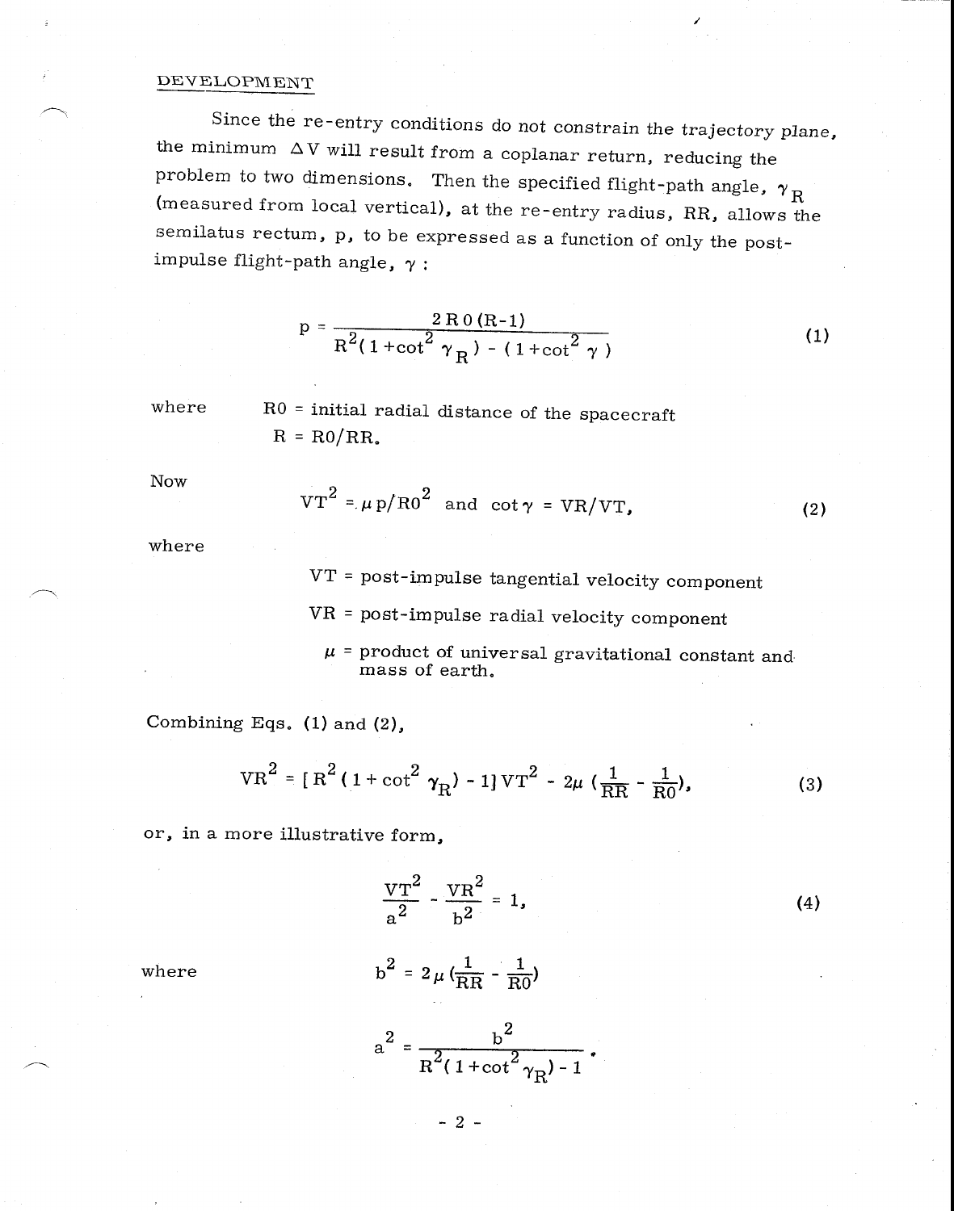## DEVELOPMENT

Since the re-entry conditions do not constrain the trajectory plane, the minimum $\Delta V$ will result from a coplanar return, reducing the problem to two dimensions. Then the specified flight-path angle, $\gamma_R$ (measured from local vertical), at the re-entry radius, RR, allows the semilatus rectum, p, to be expressed as a function of only the post-impulse flight-path angle, $\gamma$ :

$$p = \frac{2\,R0\,(R-1)}{R^2(1+\cot^2\gamma_R) - (1+\cot^2\gamma)} \tag{1}$$

where R0 = initial radial distance of the spacecraft

R = R0/RR.

Now

$$VT^2 = \mu p / R0^2 \quad \text{and} \quad \cot\gamma = VR/VT, \tag{2}$$

where

VT = post-impulse tangential velocity component

VR = post-impulse radial velocity component

$\mu$ = product of universal gravitational constant and mass of earth.

Combining Eqs. (1) and (2),

$$VR^2 = [R^2(1+\cot^2\gamma_R) - 1]\,VT^2 - 2\mu\left(\frac{1}{RR} - \frac{1}{R0}\right), \tag{3}$$

or, in a more illustrative form,

$$\frac{VT^2}{a^2} - \frac{VR^2}{b^2} = 1, \tag{4}$$

where

$$b^2 = 2\mu\left(\frac{1}{RR} - \frac{1}{R0}\right)$$

$$a^2 = \frac{b^2}{R^2(1+\cot^2\gamma_R) - 1}.$$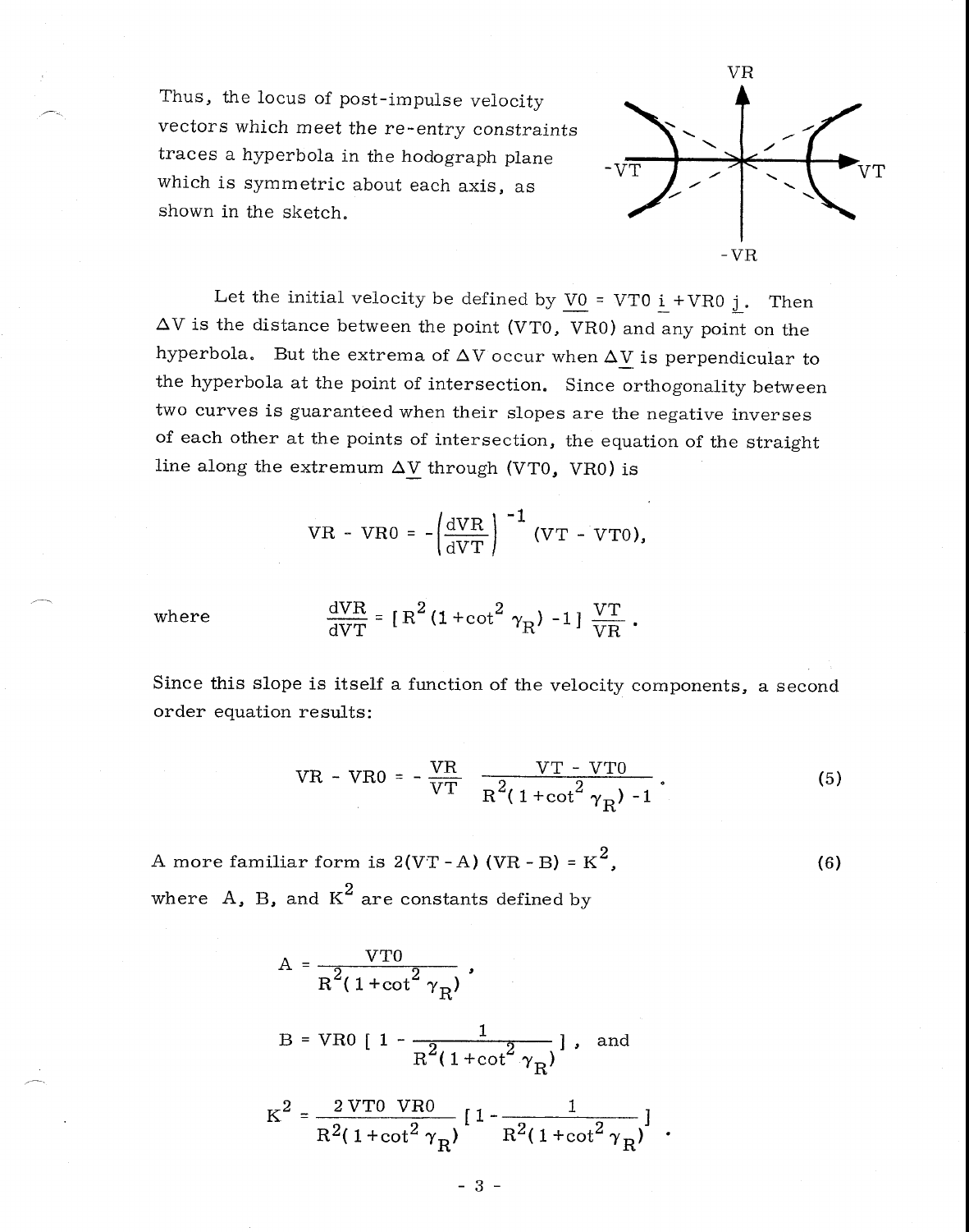Thus, the locus of post-impulse velocity vectors which meet the re-entry constraints traces a hyperbola in the hodograph plane which is symmetric about each axis, as shown in the sketch.

Let the initial velocity be defined by $\underline{V0} = VT0\ \underline{i} + VR0\ \underline{j}$. Then $\Delta V$ is the distance between the point (VT0, VR0) and any point on the hyperbola. But the extrema of $\Delta V$ occur when $\Delta \underline{V}$ is perpendicular to the hyperbola at the point of intersection. Since orthogonality between two curves is guaranteed when their slopes are the negative inverses of each other at the points of intersection, the equation of the straight line along the extremum $\Delta \underline{V}$ through (VT0, VR0) is

$$VR - VR0 = -\left(\frac{dVR}{dVT}\right)^{-1} (VT - VT0),$$

where

$$\frac{dVR}{dVT} = [R^2 (1 + \cot^2 \gamma_R) - 1] \frac{VT}{VR}.$$

Since this slope is itself a function of the velocity components, a second order equation results:

$$VR - VR0 = -\frac{VR}{VT} \frac{VT - VT0}{R^2 (1 + \cot^2 \gamma_R) - 1}. \tag{5}$$

A more familiar form is $2(VT - A)(VR - B) = K^2$, (6)

where A, B, and $K^2$ are constants defined by

$$A = \frac{VT0}{R^2 (1 + \cot^2 \gamma_R)},$$

$$B = VR0 \left[ 1 - \frac{1}{R^2 (1 + \cot^2 \gamma_R)} \right], \text{ and}$$

$$K^2 = \frac{2\ VT0\ VR0}{R^2 (1 + \cot^2 \gamma_R)} \left[ 1 - \frac{1}{R^2 (1 + \cot^2 \gamma_R)} \right].$$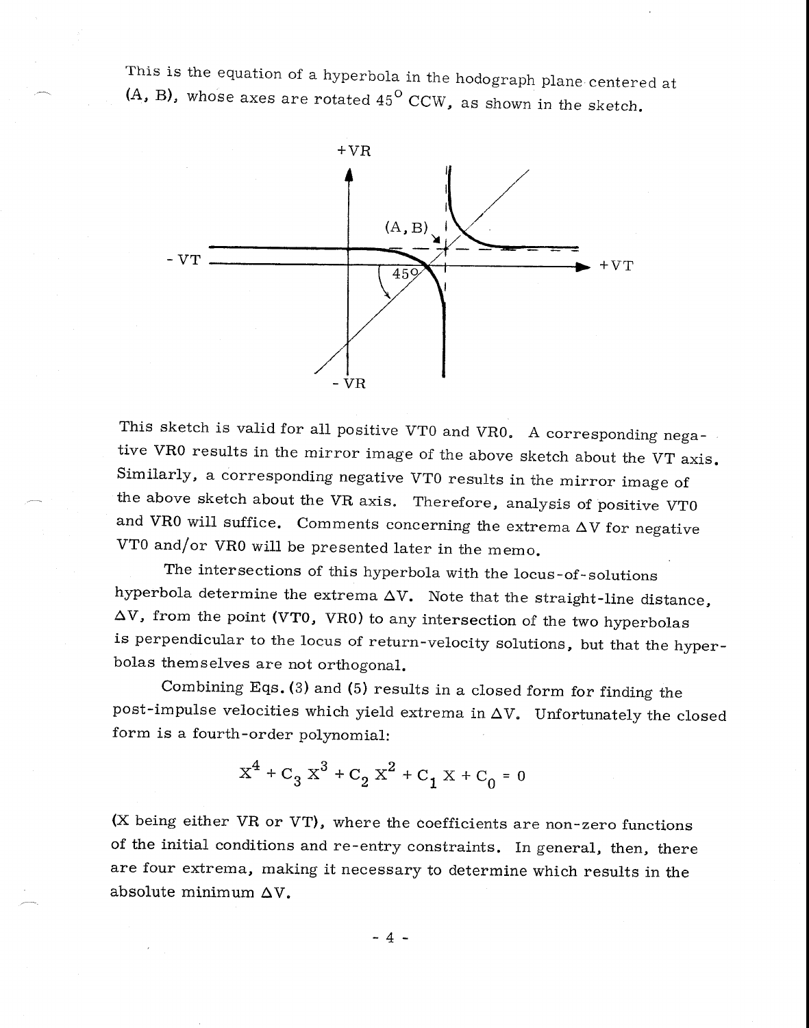This is the equation of a hyperbola in the hodograph plane centered at (A, B), whose axes are rotated $45^{\circ}$ CCW, as shown in the sketch.

This sketch is valid for all positive VT0 and VR0. A corresponding negative VR0 results in the mirror image of the above sketch about the VT axis. Similarly, a corresponding negative VT0 results in the mirror image of the above sketch about the VR axis. Therefore, analysis of positive VT0 and VR0 will suffice. Comments concerning the extrema $\Delta V$ for negative VT0 and/or VR0 will be presented later in the memo.

The intersections of this hyperbola with the locus-of-solutions hyperbola determine the extrema $\Delta V$. Note that the straight-line distance, $\Delta V$, from the point (VT0, VR0) to any intersection of the two hyperbolas is perpendicular to the locus of return-velocity solutions, but that the hyperbolas themselves are not orthogonal.

Combining Eqs. (3) and (5) results in a closed form for finding the post-impulse velocities which yield extrema in $\Delta V$. Unfortunately the closed form is a fourth-order polynomial:

$$X^4 + C_3 X^3 + C_2 X^2 + C_1 X + C_0 = 0$$

(X being either VR or VT), where the coefficients are non-zero functions of the initial conditions and re-entry constraints. In general, then, there are four extrema, making it necessary to determine which results in the absolute minimum $\Delta V$.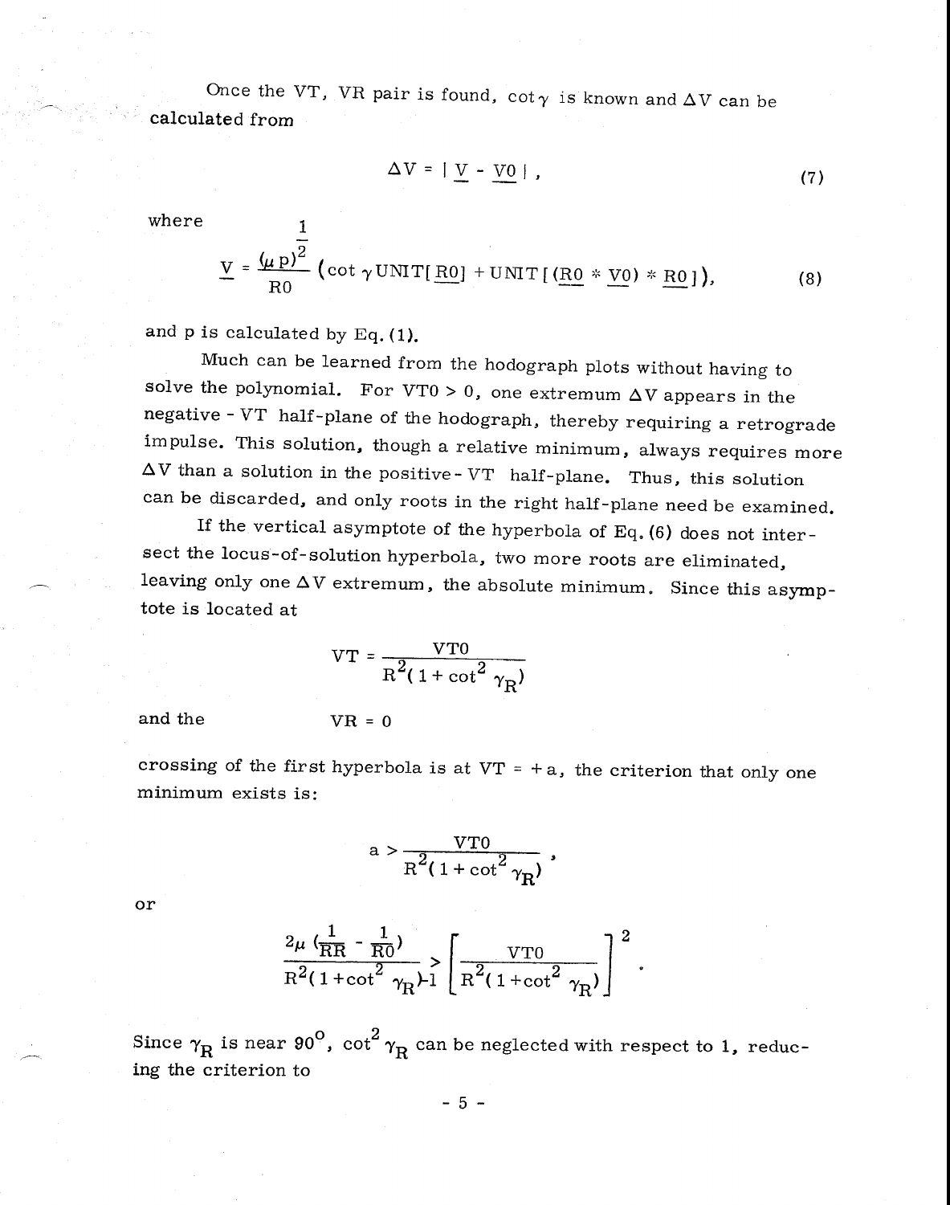Once the VT, VR pair is found, $\cot\gamma$ is known and $\Delta V$ can be calculated from

$$\Delta V = | \underline{V} - \underline{V0} | , \tag{7}$$

where

$$\underline{V} = \frac{(\mu p)^{\frac{1}{2}}}{R0} \left( \cot \gamma \, \text{UNIT}[\underline{R0}] + \text{UNIT}[(\underline{R0} * \underline{V0}) * \underline{R0}] \right), \tag{8}$$

and p is calculated by Eq. (1).

Much can be learned from the hodograph plots without having to solve the polynomial. For VT0 > 0, one extremum $\Delta V$ appears in the negative - VT half-plane of the hodograph, thereby requiring a retrograde impulse. This solution, though a relative minimum, always requires more $\Delta V$ than a solution in the positive - VT half-plane. Thus, this solution can be discarded, and only roots in the right half-plane need be examined.

If the vertical asymptote of the hyperbola of Eq. (6) does not intersect the locus-of-solution hyperbola, two more roots are eliminated, leaving only one $\Delta V$ extremum, the absolute minimum. Since this asymptote is located at

$$VT = \frac{VT0}{R^2 (1 + \cot^2 \gamma_R)}$$

and the $\quad VR = 0$

crossing of the first hyperbola is at VT = + a, the criterion that only one minimum exists is:

$$a > \frac{VT0}{R^2 (1 + \cot^2 \gamma_R)} ,$$

or

$$\frac{2\mu \left( \frac{1}{RR} - \frac{1}{R0} \right)}{R^2 (1 + \cot^2 \gamma_R) - 1} > \left[ \frac{VT0}{R^2 (1 + \cot^2 \gamma_R)} \right]^2 .$$

Since $\gamma_R$ is near $90^\circ$, $\cot^2 \gamma_R$ can be neglected with respect to 1, reducing the criterion to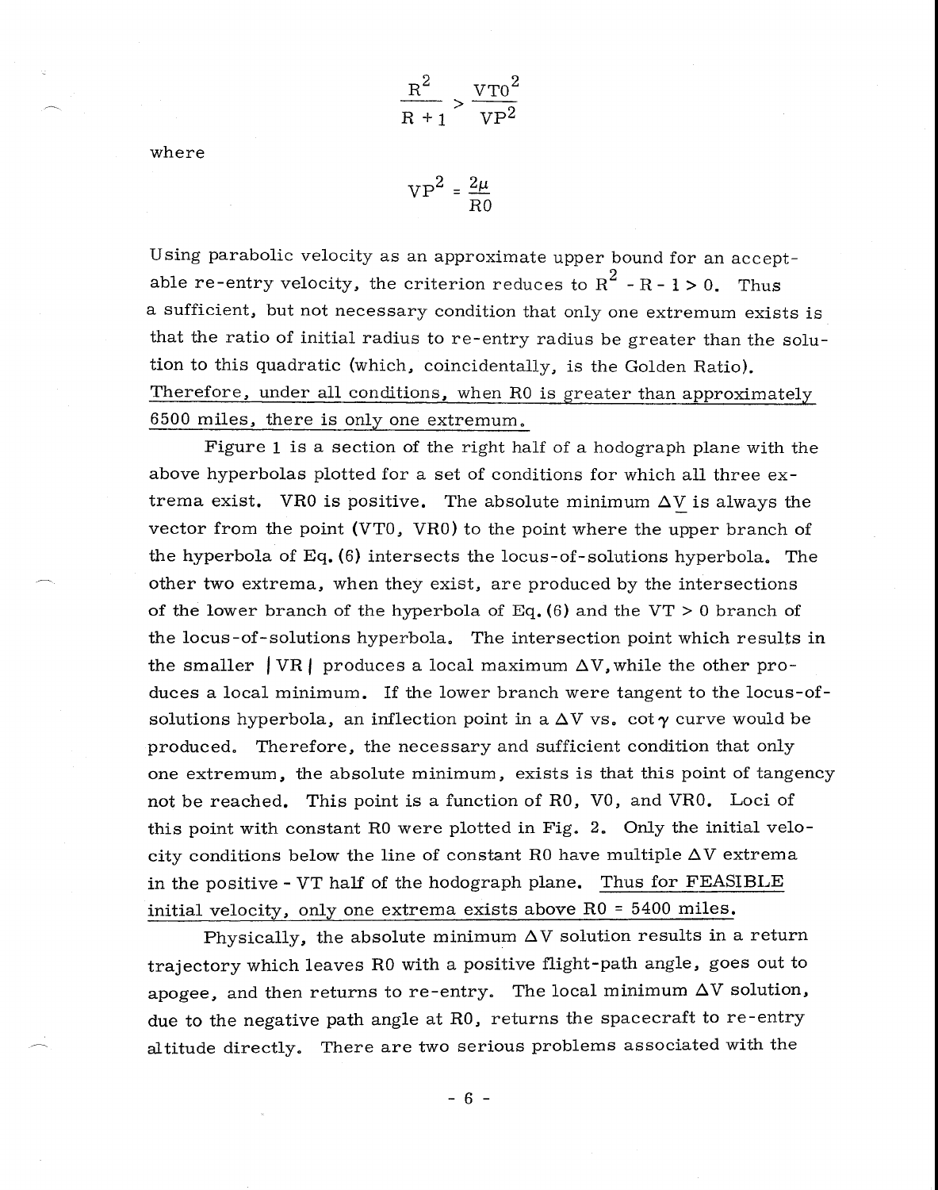$$\frac{R^2}{R+1} > \frac{VT0^2}{VP^2}$$

where

$$VP^2 = \frac{2\mu}{R0}$$

Using parabolic velocity as an approximate upper bound for an acceptable re-entry velocity, the criterion reduces to $R^2 - R - 1 > 0$. Thus a sufficient, but not necessary condition that only one extremum exists is that the ratio of initial radius to re-entry radius be greater than the solution to this quadratic (which, coincidentally, is the Golden Ratio). <u>Therefore, under all conditions, when R0 is greater than approximately 6500 miles, there is only one extremum.</u>

Figure 1 is a section of the right half of a hodograph plane with the above hyperbolas plotted for a set of conditions for which all three extrema exist. VR0 is positive. The absolute minimum $\Delta \underline{V}$ is always the vector from the point (VT0, VR0) to the point where the upper branch of the hyperbola of Eq. (6) intersects the locus-of-solutions hyperbola. The other two extrema, when they exist, are produced by the intersections of the lower branch of the hyperbola of Eq. (6) and the VT > 0 branch of the locus-of-solutions hyperbola. The intersection point which results in the smaller $|VR|$ produces a local maximum $\Delta V$, while the other produces a local minimum. If the lower branch were tangent to the locus-of-solutions hyperbola, an inflection point in a $\Delta V$ vs. $\cot \gamma$ curve would be produced. Therefore, the necessary and sufficient condition that only one extremum, the absolute minimum, exists is that this point of tangency not be reached. This point is a function of R0, V0, and VR0. Loci of this point with constant R0 were plotted in Fig. 2. Only the initial velocity conditions below the line of constant R0 have multiple $\Delta V$ extrema in the positive - VT half of the hodograph plane. <u>Thus for FEASIBLE initial velocity, only one extrema exists above R0 = 5400 miles.</u>

Physically, the absolute minimum $\Delta V$ solution results in a return trajectory which leaves R0 with a positive flight-path angle, goes out to apogee, and then returns to re-entry. The local minimum $\Delta V$ solution, due to the negative path angle at R0, returns the spacecraft to re-entry altitude directly. There are two serious problems associated with the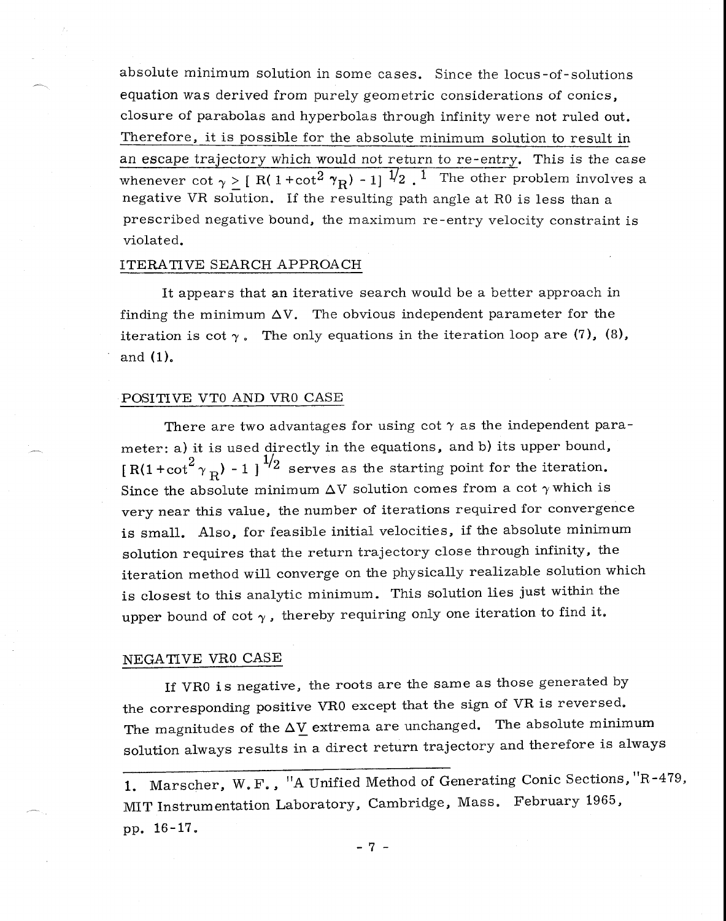absolute minimum solution in some cases. Since the locus-of-solutions equation was derived from purely geometric considerations of conics, closure of parabolas and hyperbolas through infinity were not ruled out. Therefore, it is possible for the absolute minimum solution to result in an escape trajectory which would not return to re-entry. This is the case whenever $\cot \gamma \geq [ R( 1 + \cot^2 \gamma_R) - 1]^{1/2}$.[1] The other problem involves a negative VR solution. If the resulting path angle at R0 is less than a prescribed negative bound, the maximum re-entry velocity constraint is violated.

## ITERATIVE SEARCH APPROACH

It appears that an iterative search would be a better approach in finding the minimum $\Delta V$. The obvious independent parameter for the iteration is $\cot \gamma$. The only equations in the iteration loop are (7), (8), and (1).

## POSITIVE VT0 AND VR0 CASE

There are two advantages for using $\cot \gamma$ as the independent parameter: a) it is used directly in the equations, and b) its upper bound, $[R(1 + \cot^2 \gamma_R) - 1]^{1/2}$ serves as the starting point for the iteration. Since the absolute minimum $\Delta V$ solution comes from a $\cot \gamma$ which is very near this value, the number of iterations required for convergence is small. Also, for feasible initial velocities, if the absolute minimum solution requires that the return trajectory close through infinity, the iteration method will converge on the physically realizable solution which is closest to this analytic minimum. This solution lies just within the upper bound of $\cot \gamma$, thereby requiring only one iteration to find it.

## NEGATIVE VR0 CASE

If VR0 is negative, the roots are the same as those generated by the corresponding positive VR0 except that the sign of VR is reversed. The magnitudes of the $\Delta \underline{V}$ extrema are unchanged. The absolute minimum solution always results in a direct return trajectory and therefore is always

---

1. Marscher, W.F., "A Unified Method of Generating Conic Sections," R-479, MIT Instrumentation Laboratory, Cambridge, Mass. February 1965, pp. 16-17.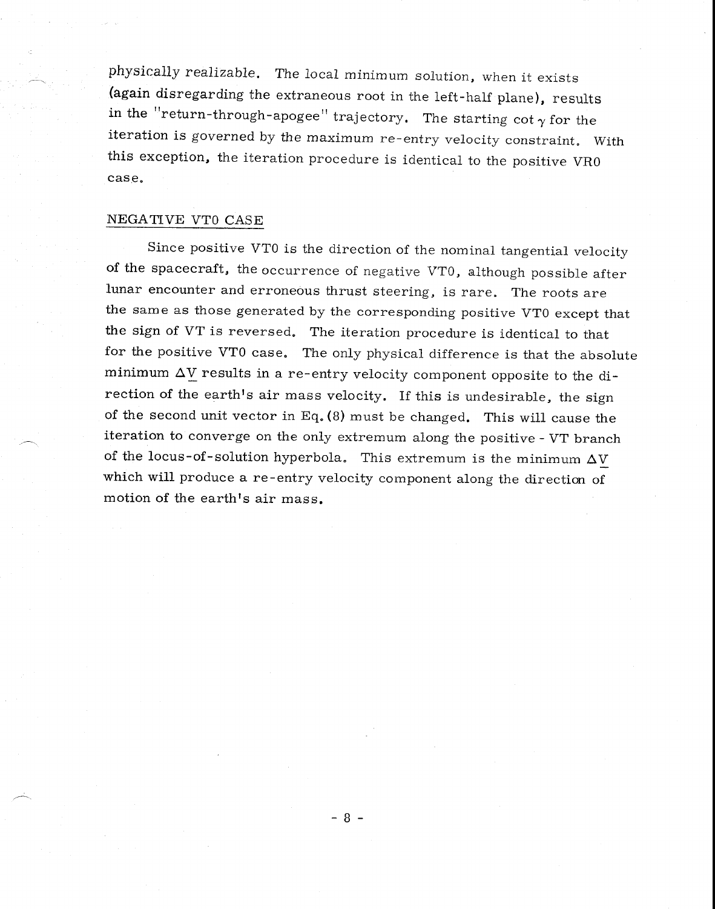physically realizable. The local minimum solution, when it exists (again disregarding the extraneous root in the left-half plane), results in the "return-through-apogee" trajectory. The starting $\cot \gamma$ for the iteration is governed by the maximum re-entry velocity constraint. With this exception, the iteration procedure is identical to the positive VR0 case.

## NEGATIVE VT0 CASE

Since positive VT0 is the direction of the nominal tangential velocity of the spacecraft, the occurrence of negative VT0, although possible after lunar encounter and erroneous thrust steering, is rare. The roots are the same as those generated by the corresponding positive VT0 except that the sign of VT is reversed. The iteration procedure is identical to that for the positive VT0 case. The only physical difference is that the absolute minimum $\Delta \underline{V}$ results in a re-entry velocity component opposite to the direction of the earth's air mass velocity. If this is undesirable, the sign of the second unit vector in Eq. (8) must be changed. This will cause the iteration to converge on the only extremum along the positive - VT branch of the locus-of-solution hyperbola. This extremum is the minimum $\Delta \underline{V}$ which will produce a re-entry velocity component along the direction of motion of the earth's air mass.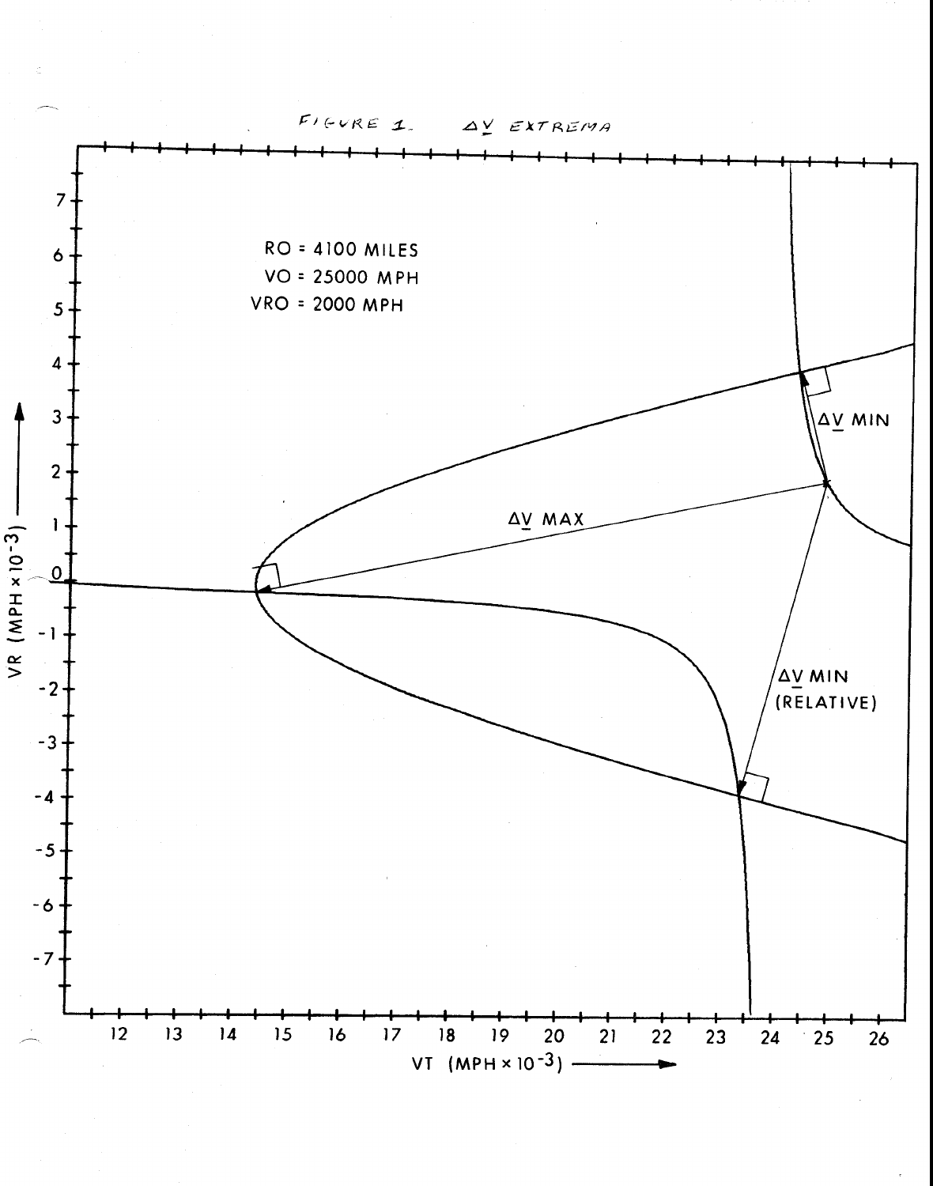FIGURE 1. ΔV EXTREMA

RO = 4100 MILES
VO = 25000 MPH
VRO = 2000 MPH

ΔV MAX

ΔV MIN

ΔV MIN (RELATIVE)

VR (MPH × $10^{-3}$)

VT (MPH × $10^{-3}$)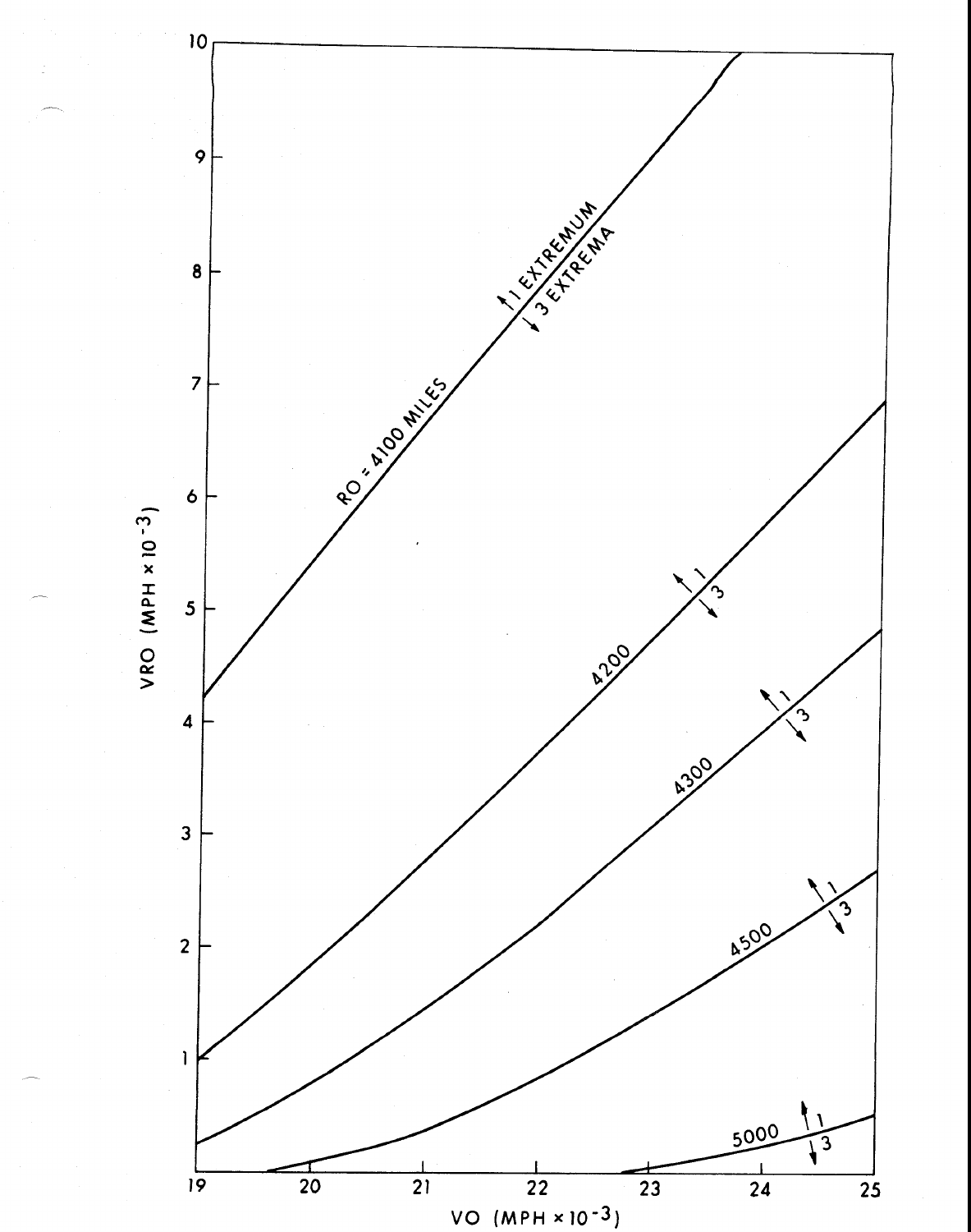VRO (MPH × $10^{-3}$)

VO (MPH × $10^{-3}$)

RO = 4100 MILES

↑1 EXTREMUM

↓3 EXTREMA

4200

4300

4500

5000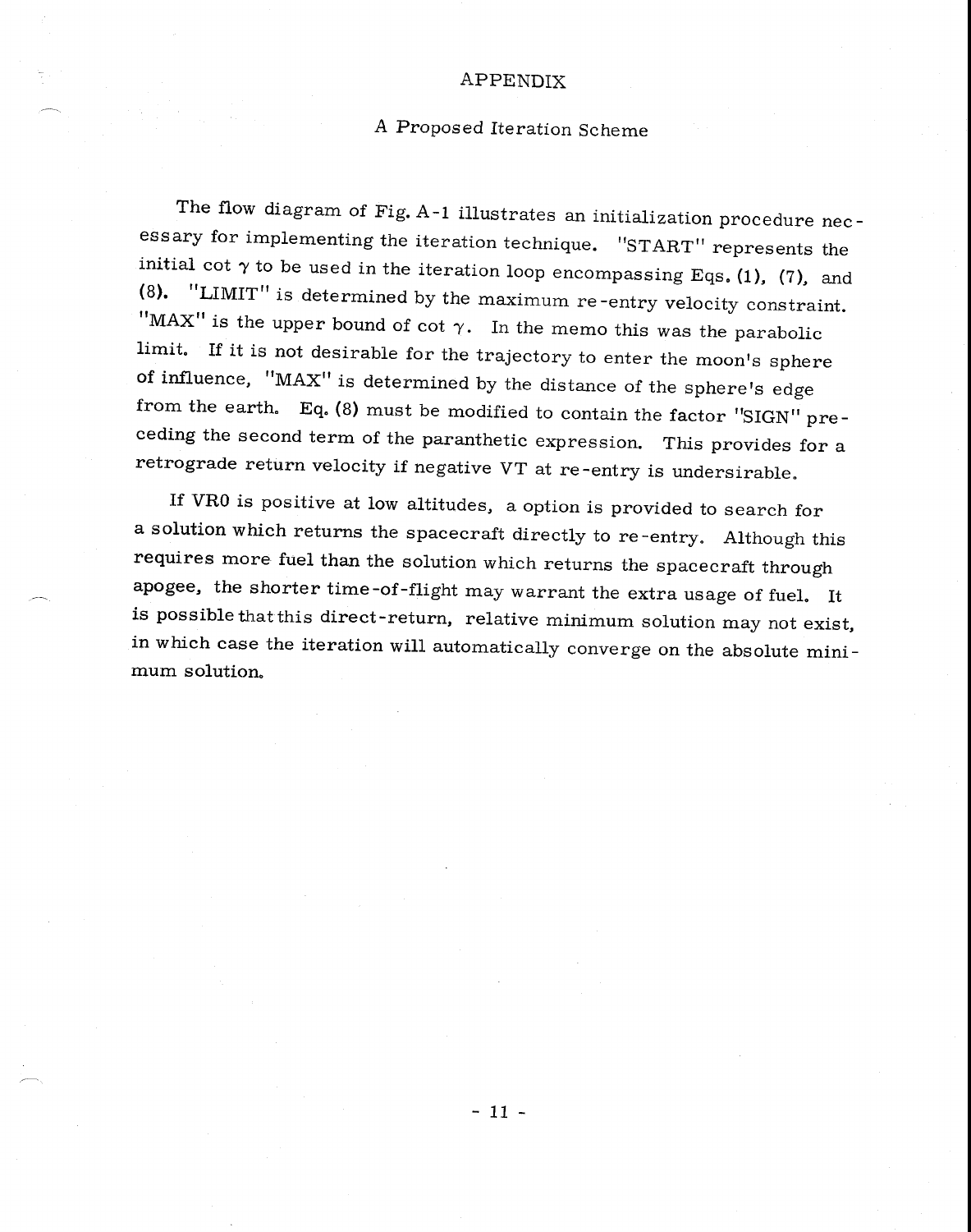# APPENDIX

## A Proposed Iteration Scheme

The flow diagram of Fig. A-1 illustrates an initialization procedure necessary for implementing the iteration technique. "START" represents the initial cot $\gamma$ to be used in the iteration loop encompassing Eqs. (1), (7), and (8). "LIMIT" is determined by the maximum re-entry velocity constraint. "MAX" is the upper bound of cot $\gamma$. In the memo this was the parabolic limit. If it is not desirable for the trajectory to enter the moon's sphere of influence, "MAX" is determined by the distance of the sphere's edge from the earth. Eq. (8) must be modified to contain the factor "SIGN" preceding the second term of the paranthetic expression. This provides for a retrograde return velocity if negative VT at re-entry is undersirable.

If VR0 is positive at low altitudes, a option is provided to search for a solution which returns the spacecraft directly to re-entry. Although this requires more fuel than the solution which returns the spacecraft through apogee, the shorter time-of-flight may warrant the extra usage of fuel. It is possible that this direct-return, relative minimum solution may not exist, in which case the iteration will automatically converge on the absolute minimum solution.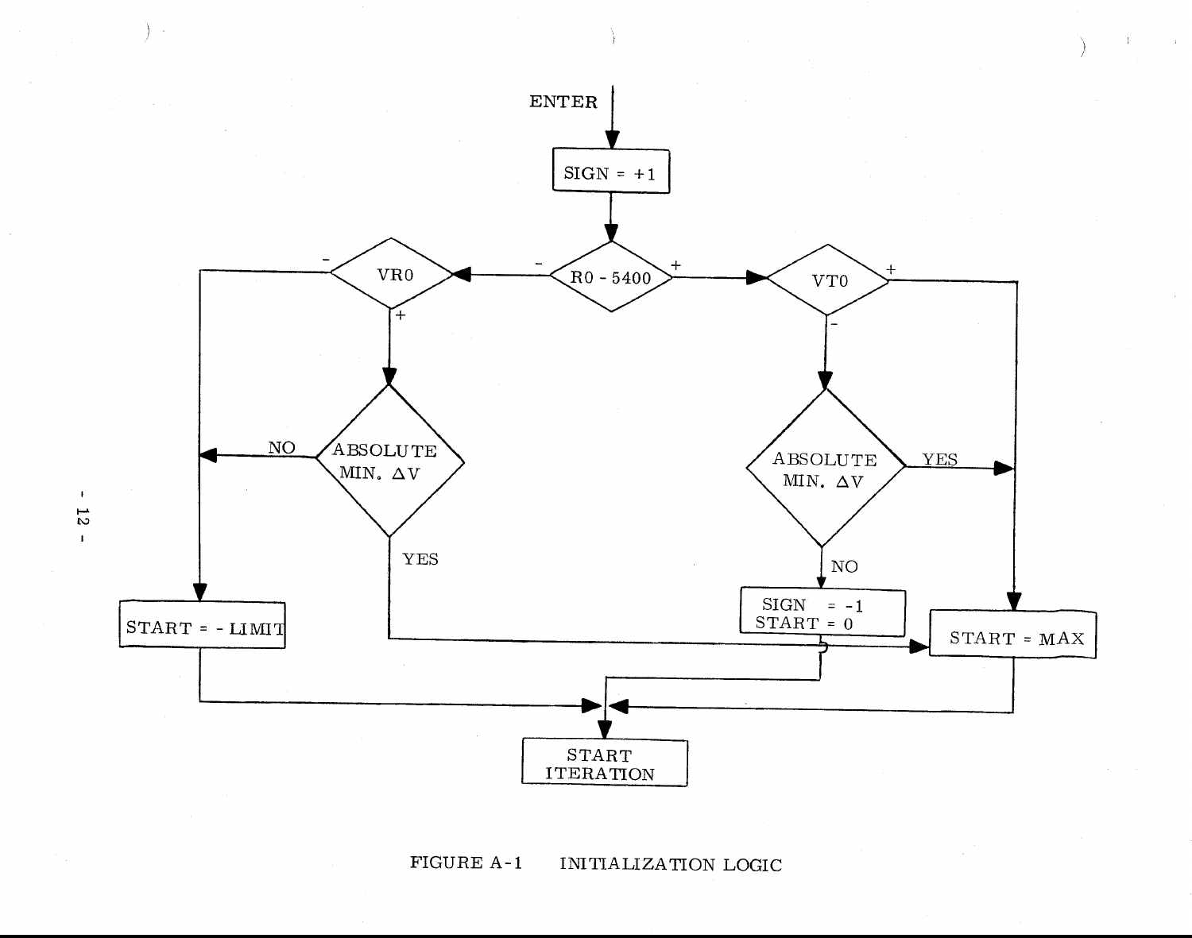ENTER

SIGN = +1

R0 - 5400

VR0

VT0

ABSOLUTE MIN. ΔV

NO

YES

ABSOLUTE MIN. ΔV

YES

NO

START = - LIMIT

SIGN = -1
START = 0

START = MAX

START ITERATION

FIGURE A-1 INITIALIZATION LOGIC